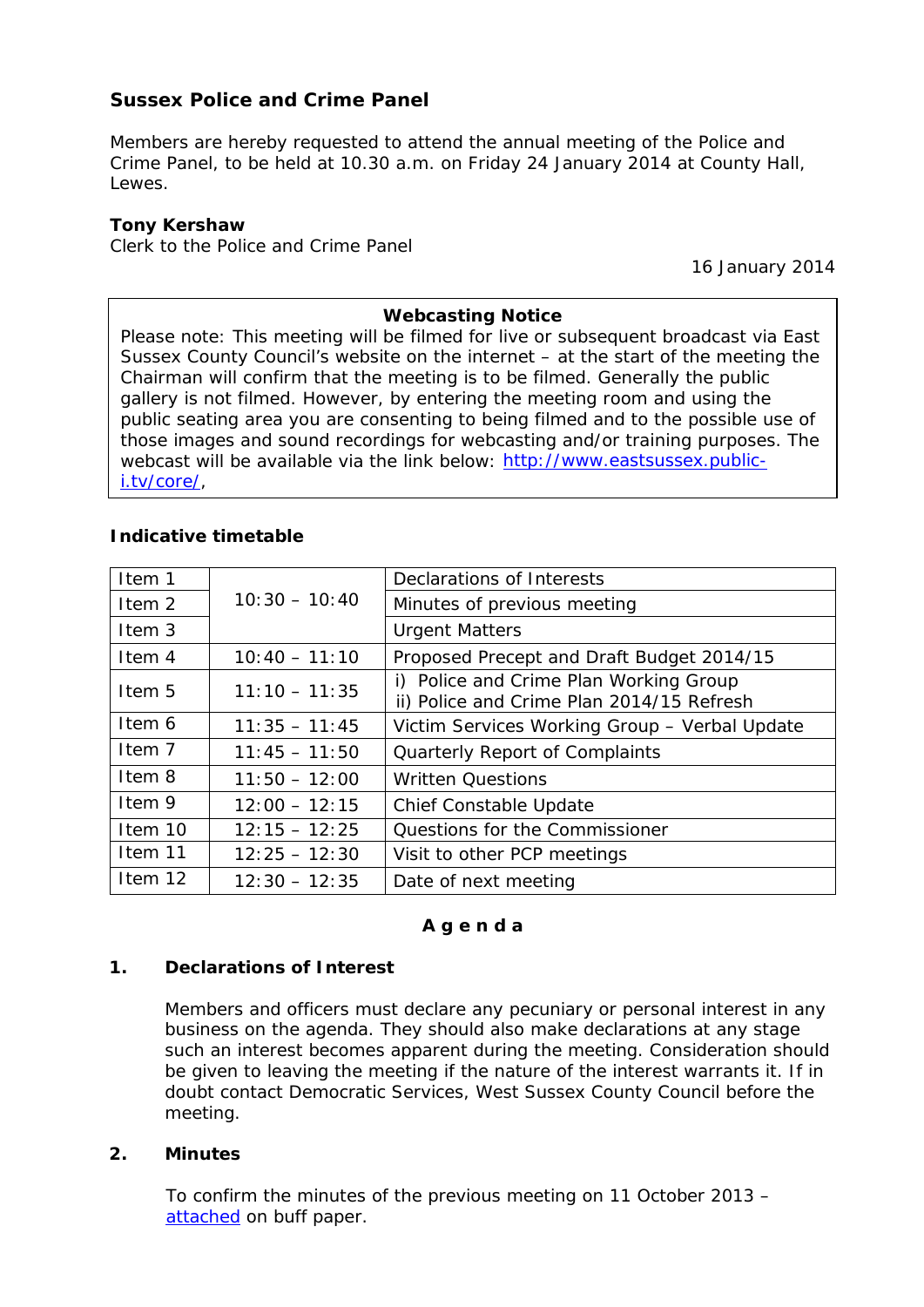## Sussex Police and Crime Panel

Members are hereby requested to attend the annual meeting of the Police and Crime Panel, to be held at 10.30 a.m. on Friday 24 January 2014 at County Hall, Lewes.

**Tony Kershaw**
Clerk to the Police and Crime Panel

16 January 2014

> **Webcasting Notice**
>
> Please note: This meeting will be filmed for live or subsequent broadcast via East Sussex County Council's website on the internet – at the start of the meeting the Chairman will confirm that the meeting is to be filmed. Generally the public gallery is not filmed. However, by entering the meeting room and using the public seating area you are consenting to being filmed and to the possible use of those images and sound recordings for webcasting and/or training purposes. The webcast will be available via the link below: [http://www.eastsussex.public-i.tv/core/](http://www.eastsussex.public-i.tv/core/),

### Indicative timetable

| Item | Time | Business |
|---|---|---|
| Item 1 | 10:30 – 10:40 | Declarations of Interests |
| Item 2 | | Minutes of previous meeting |
| Item 3 | | Urgent Matters |
| Item 4 | 10:40 – 11:10 | Proposed Precept and Draft Budget 2014/15 |
| Item 5 | 11:10 – 11:35 | i) Police and Crime Plan Working Group<br>ii) Police and Crime Plan 2014/15 Refresh |
| Item 6 | 11:35 – 11:45 | Victim Services Working Group – Verbal Update |
| Item 7 | 11:45 – 11:50 | Quarterly Report of Complaints |
| Item 8 | 11:50 – 12:00 | Written Questions |
| Item 9 | 12:00 – 12:15 | Chief Constable Update |
| Item 10 | 12:15 – 12:25 | Questions for the Commissioner |
| Item 11 | 12:25 – 12:30 | Visit to other PCP meetings |
| Item 12 | 12:30 – 12:35 | Date of next meeting |

## Agenda

### 1. Declarations of Interest

Members and officers must declare any pecuniary or personal interest in any business on the agenda. They should also make declarations at any stage such an interest becomes apparent during the meeting. Consideration should be given to leaving the meeting if the nature of the interest warrants it. If in doubt contact Democratic Services, West Sussex County Council before the meeting.

### 2. Minutes

To confirm the minutes of the previous meeting on 11 October 2013 – attached on buff paper.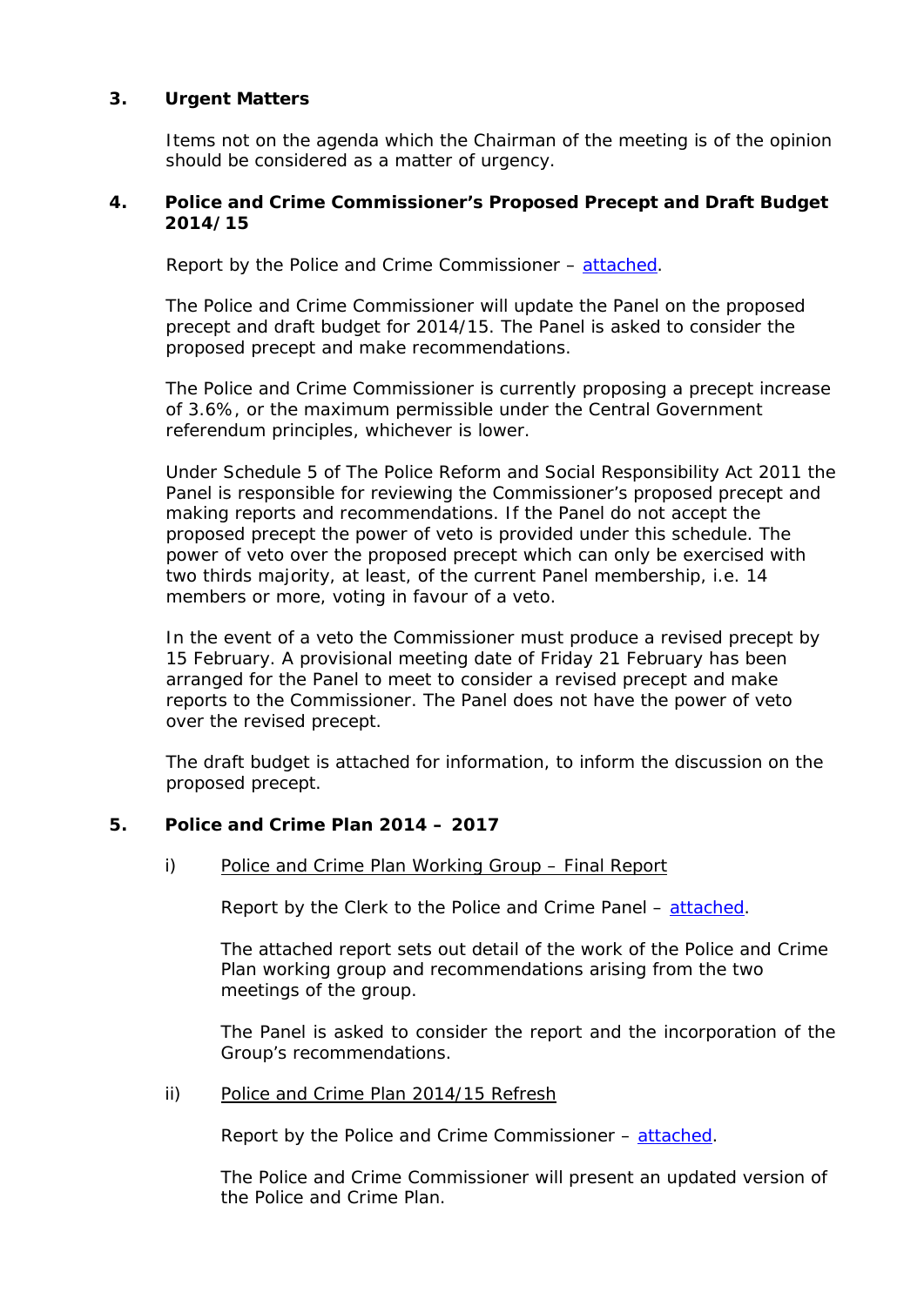## 3. Urgent Matters

Items not on the agenda which the Chairman of the meeting is of the opinion should be considered as a matter of urgency.

## 4. Police and Crime Commissioner's Proposed Precept and Draft Budget 2014/15

Report by the Police and Crime Commissioner – attached.

The Police and Crime Commissioner will update the Panel on the proposed precept and draft budget for 2014/15. The Panel is asked to consider the proposed precept and make recommendations.

The Police and Crime Commissioner is currently proposing a precept increase of 3.6%, or the maximum permissible under the Central Government referendum principles, whichever is lower.

Under Schedule 5 of The Police Reform and Social Responsibility Act 2011 the Panel is responsible for reviewing the Commissioner's proposed precept and making reports and recommendations. If the Panel do not accept the proposed precept the power of veto is provided under this schedule. The power of veto over the proposed precept which can only be exercised with two thirds majority, at least, of the current Panel membership, i.e. 14 members or more, voting in favour of a veto.

In the event of a veto the Commissioner must produce a revised precept by 15 February. A provisional meeting date of Friday 21 February has been arranged for the Panel to meet to consider a revised precept and make reports to the Commissioner. The Panel does not have the power of veto over the revised precept.

The draft budget is attached for information, to inform the discussion on the proposed precept.

## 5. Police and Crime Plan 2014 – 2017

i) Police and Crime Plan Working Group – Final Report

Report by the Clerk to the Police and Crime Panel – attached.

The attached report sets out detail of the work of the Police and Crime Plan working group and recommendations arising from the two meetings of the group.

The Panel is asked to consider the report and the incorporation of the Group's recommendations.

ii) Police and Crime Plan 2014/15 Refresh

Report by the Police and Crime Commissioner – attached.

The Police and Crime Commissioner will present an updated version of the Police and Crime Plan.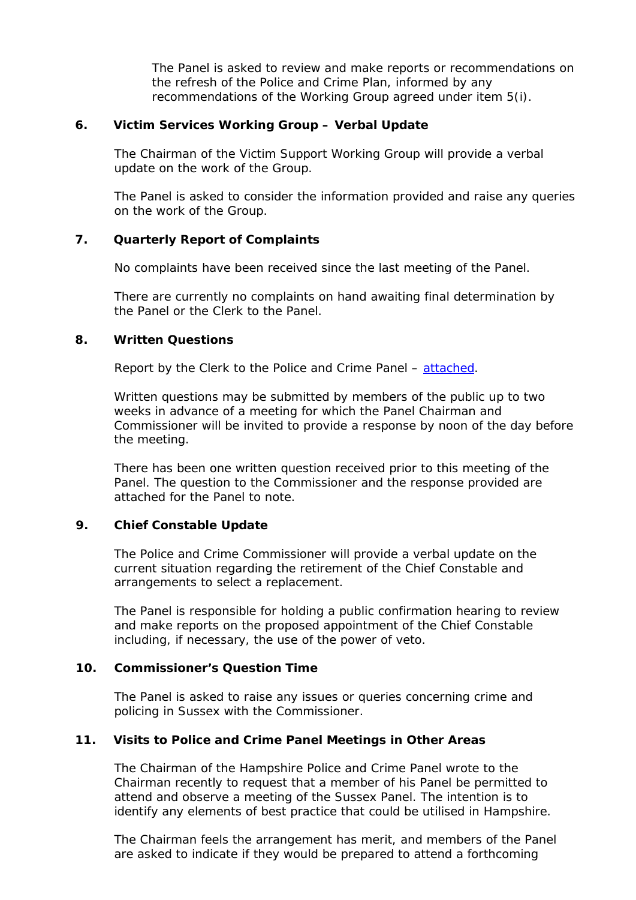The Panel is asked to review and make reports or recommendations on the refresh of the Police and Crime Plan, informed by any recommendations of the Working Group agreed under item 5(i).

**6. Victim Services Working Group – Verbal Update**

The Chairman of the Victim Support Working Group will provide a verbal update on the work of the Group.

The Panel is asked to consider the information provided and raise any queries on the work of the Group.

**7. Quarterly Report of Complaints**

No complaints have been received since the last meeting of the Panel.

There are currently no complaints on hand awaiting final determination by the Panel or the Clerk to the Panel.

**8. Written Questions**

Report by the Clerk to the Police and Crime Panel – attached.

Written questions may be submitted by members of the public up to two weeks in advance of a meeting for which the Panel Chairman and Commissioner will be invited to provide a response by noon of the day before the meeting.

There has been one written question received prior to this meeting of the Panel. The question to the Commissioner and the response provided are attached for the Panel to note.

**9. Chief Constable Update**

The Police and Crime Commissioner will provide a verbal update on the current situation regarding the retirement of the Chief Constable and arrangements to select a replacement.

The Panel is responsible for holding a public confirmation hearing to review and make reports on the proposed appointment of the Chief Constable including, if necessary, the use of the power of veto.

**10. Commissioner's Question Time**

The Panel is asked to raise any issues or queries concerning crime and policing in Sussex with the Commissioner.

**11. Visits to Police and Crime Panel Meetings in Other Areas**

The Chairman of the Hampshire Police and Crime Panel wrote to the Chairman recently to request that a member of his Panel be permitted to attend and observe a meeting of the Sussex Panel. The intention is to identify any elements of best practice that could be utilised in Hampshire.

The Chairman feels the arrangement has merit, and members of the Panel are asked to indicate if they would be prepared to attend a forthcoming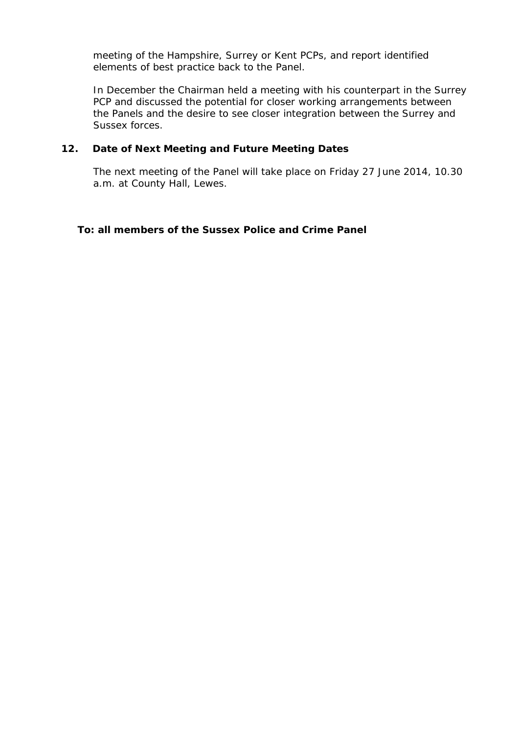meeting of the Hampshire, Surrey or Kent PCPs, and report identified elements of best practice back to the Panel.

In December the Chairman held a meeting with his counterpart in the Surrey PCP and discussed the potential for closer working arrangements between the Panels and the desire to see closer integration between the Surrey and Sussex forces.

**12. Date of Next Meeting and Future Meeting Dates**

The next meeting of the Panel will take place on Friday 27 June 2014, 10.30 a.m. at County Hall, Lewes.

**To: all members of the Sussex Police and Crime Panel**